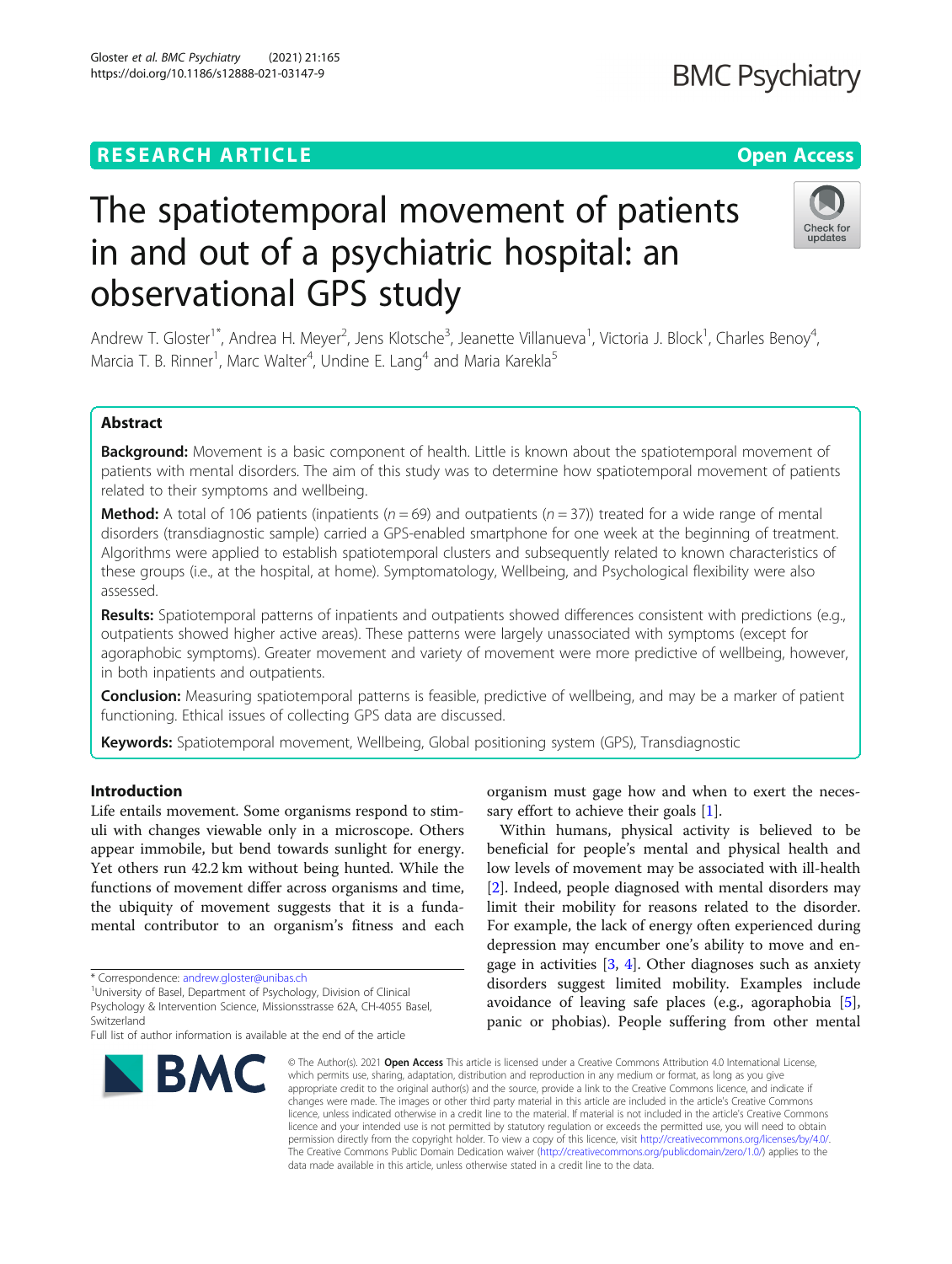RESEARCH ARTICLE

Open Access

# The spatiotemporal movement of patients in and out of a psychiatric hospital: an observational GPS study

Andrew T. Gloster[1*], Andrea H. Meyer[2], Jens Klotsche[3], Jeanette Villanueva[1], Victoria J. Block[1], Charles Benoy[4], Marcia T. B. Rinner[1], Marc Walter[4], Undine E. Lang[4] and Maria Karekla[5]

## Abstract

**Background:** Movement is a basic component of health. Little is known about the spatiotemporal movement of patients with mental disorders. The aim of this study was to determine how spatiotemporal movement of patients related to their symptoms and wellbeing.

**Method:** A total of 106 patients (inpatients ($n = 69$) and outpatients ($n = 37$)) treated for a wide range of mental disorders (transdiagnostic sample) carried a GPS-enabled smartphone for one week at the beginning of treatment. Algorithms were applied to establish spatiotemporal clusters and subsequently related to known characteristics of these groups (i.e., at the hospital, at home). Symptomatology, Wellbeing, and Psychological flexibility were also assessed.

**Results:** Spatiotemporal patterns of inpatients and outpatients showed differences consistent with predictions (e.g., outpatients showed higher active areas). These patterns were largely unassociated with symptoms (except for agoraphobic symptoms). Greater movement and variety of movement were more predictive of wellbeing, however, in both inpatients and outpatients.

**Conclusion:** Measuring spatiotemporal patterns is feasible, predictive of wellbeing, and may be a marker of patient functioning. Ethical issues of collecting GPS data are discussed.

**Keywords:** Spatiotemporal movement, Wellbeing, Global positioning system (GPS), Transdiagnostic

## Introduction

Life entails movement. Some organisms respond to stimuli with changes viewable only in a microscope. Others appear immobile, but bend towards sunlight for energy. Yet others run 42.2 km without being hunted. While the functions of movement differ across organisms and time, the ubiquity of movement suggests that it is a fundamental contributor to an organism's fitness and each organism must gage how and when to exert the necessary effort to achieve their goals [1].

Within humans, physical activity is believed to be beneficial for people's mental and physical health and low levels of movement may be associated with ill-health [2]. Indeed, people diagnosed with mental disorders may limit their mobility for reasons related to the disorder. For example, the lack of energy often experienced during depression may encumber one's ability to move and engage in activities [3, 4]. Other diagnoses such as anxiety disorders suggest limited mobility. Examples include avoidance of leaving safe places (e.g., agoraphobia [5], panic or phobias). People suffering from other mental

\* Correspondence: andrew.gloster@unibas.ch

[1]University of Basel, Department of Psychology, Division of Clinical Psychology & Intervention Science, Missionsstrasse 62A, CH-4055 Basel, Switzerland

Full list of author information is available at the end of the article

© The Author(s). 2021 **Open Access** This article is licensed under a Creative Commons Attribution 4.0 International License, which permits use, sharing, adaptation, distribution and reproduction in any medium or format, as long as you give appropriate credit to the original author(s) and the source, provide a link to the Creative Commons licence, and indicate if changes were made. The images or other third party material in this article are included in the article's Creative Commons licence, unless indicated otherwise in a credit line to the material. If material is not included in the article's Creative Commons licence and your intended use is not permitted by statutory regulation or exceeds the permitted use, you will need to obtain permission directly from the copyright holder. To view a copy of this licence, visit http://creativecommons.org/licenses/by/4.0/. The Creative Commons Public Domain Dedication waiver (http://creativecommons.org/publicdomain/zero/1.0/) applies to the data made available in this article, unless otherwise stated in a credit line to the data.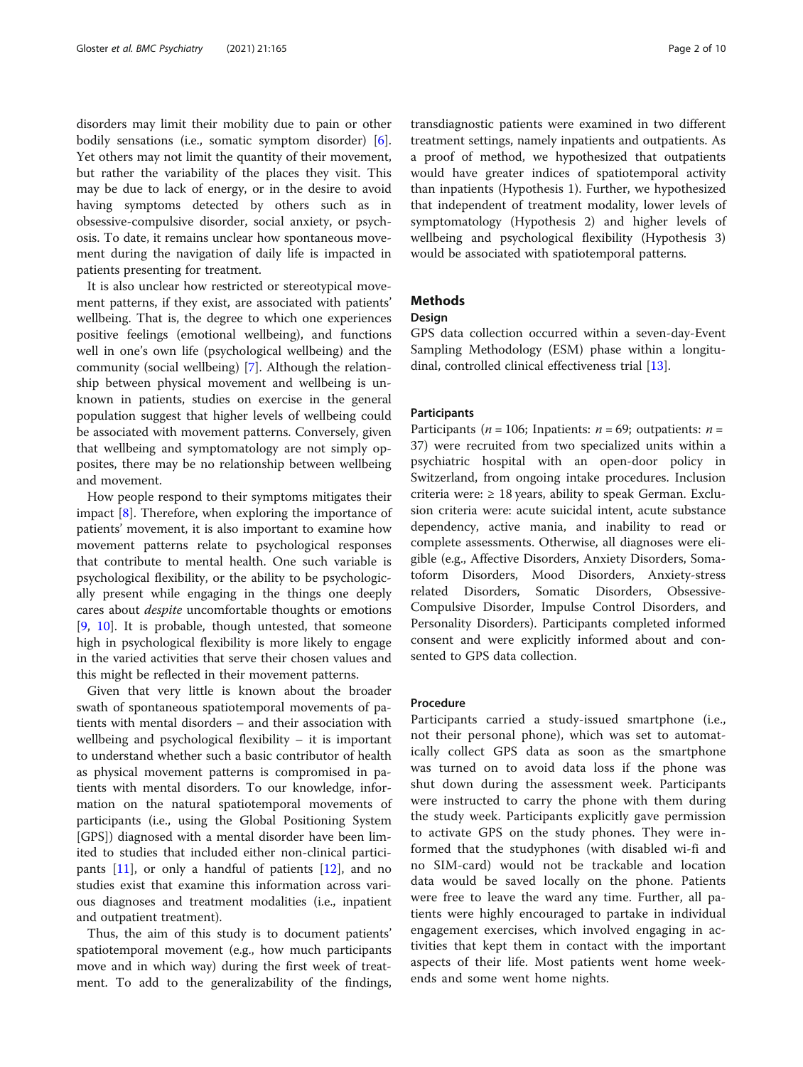disorders may limit their mobility due to pain or other bodily sensations (i.e., somatic symptom disorder) [6]. Yet others may not limit the quantity of their movement, but rather the variability of the places they visit. This may be due to lack of energy, or in the desire to avoid having symptoms detected by others such as in obsessive-compulsive disorder, social anxiety, or psychosis. To date, it remains unclear how spontaneous movement during the navigation of daily life is impacted in patients presenting for treatment.

It is also unclear how restricted or stereotypical movement patterns, if they exist, are associated with patients' wellbeing. That is, the degree to which one experiences positive feelings (emotional wellbeing), and functions well in one's own life (psychological wellbeing) and the community (social wellbeing) [7]. Although the relationship between physical movement and wellbeing is unknown in patients, studies on exercise in the general population suggest that higher levels of wellbeing could be associated with movement patterns. Conversely, given that wellbeing and symptomatology are not simply opposites, there may be no relationship between wellbeing and movement.

How people respond to their symptoms mitigates their impact [8]. Therefore, when exploring the importance of patients' movement, it is also important to examine how movement patterns relate to psychological responses that contribute to mental health. One such variable is psychological flexibility, or the ability to be psychologically present while engaging in the things one deeply cares about *despite* uncomfortable thoughts or emotions [9, 10]. It is probable, though untested, that someone high in psychological flexibility is more likely to engage in the varied activities that serve their chosen values and this might be reflected in their movement patterns.

Given that very little is known about the broader swath of spontaneous spatiotemporal movements of patients with mental disorders – and their association with wellbeing and psychological flexibility – it is important to understand whether such a basic contributor of health as physical movement patterns is compromised in patients with mental disorders. To our knowledge, information on the natural spatiotemporal movements of participants (i.e., using the Global Positioning System [GPS]) diagnosed with a mental disorder have been limited to studies that included either non-clinical participants [11], or only a handful of patients [12], and no studies exist that examine this information across various diagnoses and treatment modalities (i.e., inpatient and outpatient treatment).

Thus, the aim of this study is to document patients' spatiotemporal movement (e.g., how much participants move and in which way) during the first week of treatment. To add to the generalizability of the findings, transdiagnostic patients were examined in two different treatment settings, namely inpatients and outpatients. As a proof of method, we hypothesized that outpatients would have greater indices of spatiotemporal activity than inpatients (Hypothesis 1). Further, we hypothesized that independent of treatment modality, lower levels of symptomatology (Hypothesis 2) and higher levels of wellbeing and psychological flexibility (Hypothesis 3) would be associated with spatiotemporal patterns.

## Methods

### Design

GPS data collection occurred within a seven-day-Event Sampling Methodology (ESM) phase within a longitudinal, controlled clinical effectiveness trial [13].

### Participants

Participants ($n = 106$; Inpatients: $n = 69$; outpatients: $n = 37$) were recruited from two specialized units within a psychiatric hospital with an open-door policy in Switzerland, from ongoing intake procedures. Inclusion criteria were: ≥ 18 years, ability to speak German. Exclusion criteria were: acute suicidal intent, acute substance dependency, active mania, and inability to read or complete assessments. Otherwise, all diagnoses were eligible (e.g., Affective Disorders, Anxiety Disorders, Somatoform Disorders, Mood Disorders, Anxiety-stress related Disorders, Somatic Disorders, Obsessive-Compulsive Disorder, Impulse Control Disorders, and Personality Disorders). Participants completed informed consent and were explicitly informed about and consented to GPS data collection.

### Procedure

Participants carried a study-issued smartphone (i.e., not their personal phone), which was set to automatically collect GPS data as soon as the smartphone was turned on to avoid data loss if the phone was shut down during the assessment week. Participants were instructed to carry the phone with them during the study week. Participants explicitly gave permission to activate GPS on the study phones. They were informed that the studyphones (with disabled wi-fi and no SIM-card) would not be trackable and location data would be saved locally on the phone. Patients were free to leave the ward any time. Further, all patients were highly encouraged to partake in individual engagement exercises, which involved engaging in activities that kept them in contact with the important aspects of their life. Most patients went home weekends and some went home nights.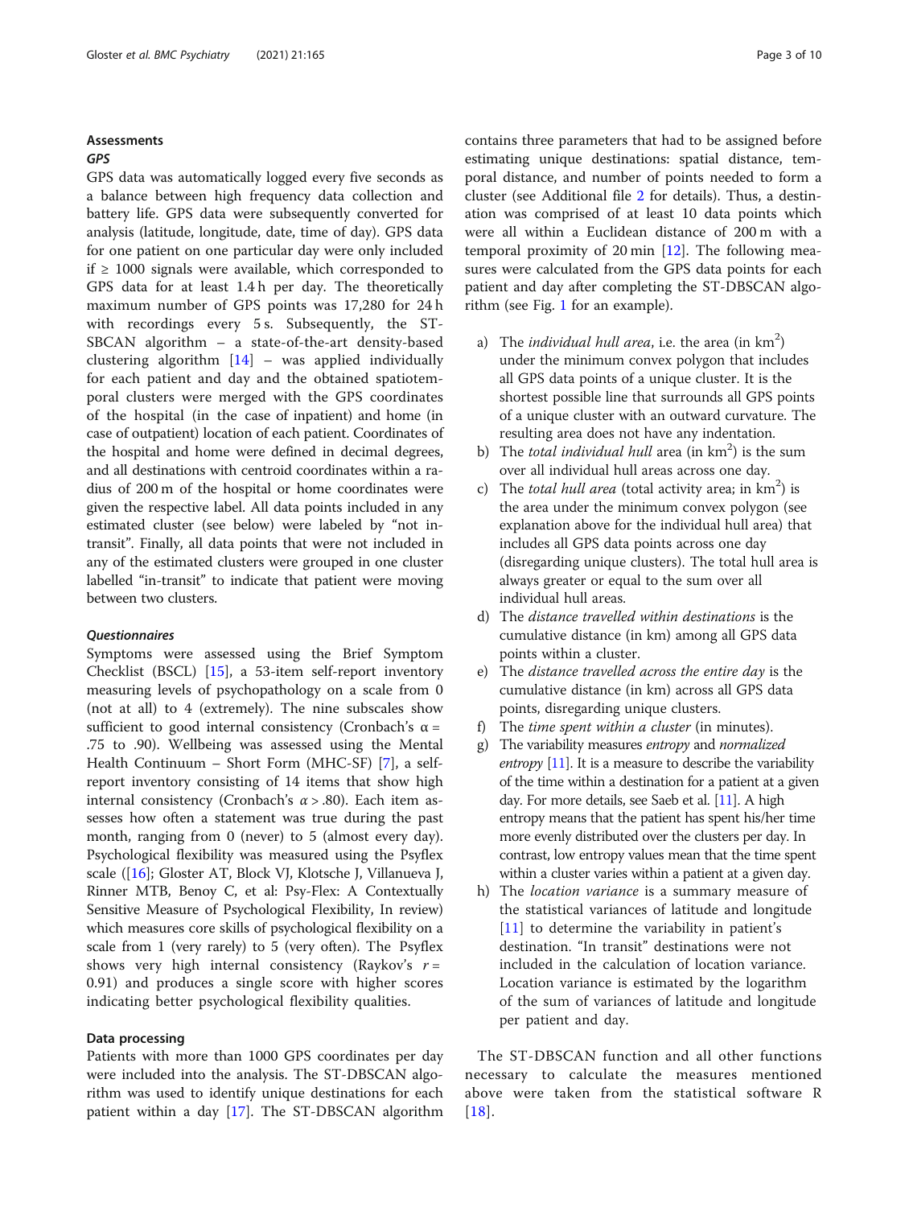### Assessments

#### *GPS*

GPS data was automatically logged every five seconds as a balance between high frequency data collection and battery life. GPS data were subsequently converted for analysis (latitude, longitude, date, time of day). GPS data for one patient on one particular day were only included if ≥ 1000 signals were available, which corresponded to GPS data for at least 1.4 h per day. The theoretically maximum number of GPS points was 17,280 for 24 h with recordings every 5 s. Subsequently, the ST-SBCAN algorithm – a state-of-the-art density-based clustering algorithm [14] – was applied individually for each patient and day and the obtained spatiotemporal clusters were merged with the GPS coordinates of the hospital (in the case of inpatient) and home (in case of outpatient) location of each patient. Coordinates of the hospital and home were defined in decimal degrees, and all destinations with centroid coordinates within a radius of 200 m of the hospital or home coordinates were given the respective label. All data points included in any estimated cluster (see below) were labeled by "not in-transit". Finally, all data points that were not included in any of the estimated clusters were grouped in one cluster labelled "in-transit" to indicate that patient were moving between two clusters.

#### *Questionnaires*

Symptoms were assessed using the Brief Symptom Checklist (BSCL) [15], a 53-item self-report inventory measuring levels of psychopathology on a scale from 0 (not at all) to 4 (extremely). The nine subscales show sufficient to good internal consistency (Cronbach's α = .75 to .90). Wellbeing was assessed using the Mental Health Continuum – Short Form (MHC-SF) [7], a self-report inventory consisting of 14 items that show high internal consistency (Cronbach's $\alpha > .80$). Each item assesses how often a statement was true during the past month, ranging from 0 (never) to 5 (almost every day). Psychological flexibility was measured using the Psyflex scale ([16]; Gloster AT, Block VJ, Klotsche J, Villanueva J, Rinner MTB, Benoy C, et al: Psy-Flex: A Contextually Sensitive Measure of Psychological Flexibility, In review) which measures core skills of psychological flexibility on a scale from 1 (very rarely) to 5 (very often). The Psyflex shows very high internal consistency (Raykov's $r$ = 0.91) and produces a single score with higher scores indicating better psychological flexibility qualities.

### Data processing

Patients with more than 1000 GPS coordinates per day were included into the analysis. The ST-DBSCAN algorithm was used to identify unique destinations for each patient within a day [17]. The ST-DBSCAN algorithm contains three parameters that had to be assigned before estimating unique destinations: spatial distance, temporal distance, and number of points needed to form a cluster (see Additional file 2 for details). Thus, a destination was comprised of at least 10 data points which were all within a Euclidean distance of 200 m with a temporal proximity of 20 min [12]. The following measures were calculated from the GPS data points for each patient and day after completing the ST-DBSCAN algorithm (see Fig. 1 for an example).

a) The *individual hull area*, i.e. the area (in km$^2$) under the minimum convex polygon that includes all GPS data points of a unique cluster. It is the shortest possible line that surrounds all GPS points of a unique cluster with an outward curvature. The resulting area does not have any indentation.
b) The *total individual hull* area (in km$^2$) is the sum over all individual hull areas across one day.
c) The *total hull area* (total activity area; in km$^2$) is the area under the minimum convex polygon (see explanation above for the individual hull area) that includes all GPS data points across one day (disregarding unique clusters). The total hull area is always greater or equal to the sum over all individual hull areas.
d) The *distance travelled within destinations* is the cumulative distance (in km) among all GPS data points within a cluster.
e) The *distance travelled across the entire day* is the cumulative distance (in km) across all GPS data points, disregarding unique clusters.
f) The *time spent within a cluster* (in minutes).
g) The variability measures *entropy* and *normalized entropy* [11]. It is a measure to describe the variability of the time within a destination for a patient at a given day. For more details, see Saeb et al. [11]. A high entropy means that the patient has spent his/her time more evenly distributed over the clusters per day. In contrast, low entropy values mean that the time spent within a cluster varies within a patient at a given day.
h) The *location variance* is a summary measure of the statistical variances of latitude and longitude [11] to determine the variability in patient's destination. "In transit" destinations were not included in the calculation of location variance. Location variance is estimated by the logarithm of the sum of variances of latitude and longitude per patient and day.

The ST-DBSCAN function and all other functions necessary to calculate the measures mentioned above were taken from the statistical software R [18].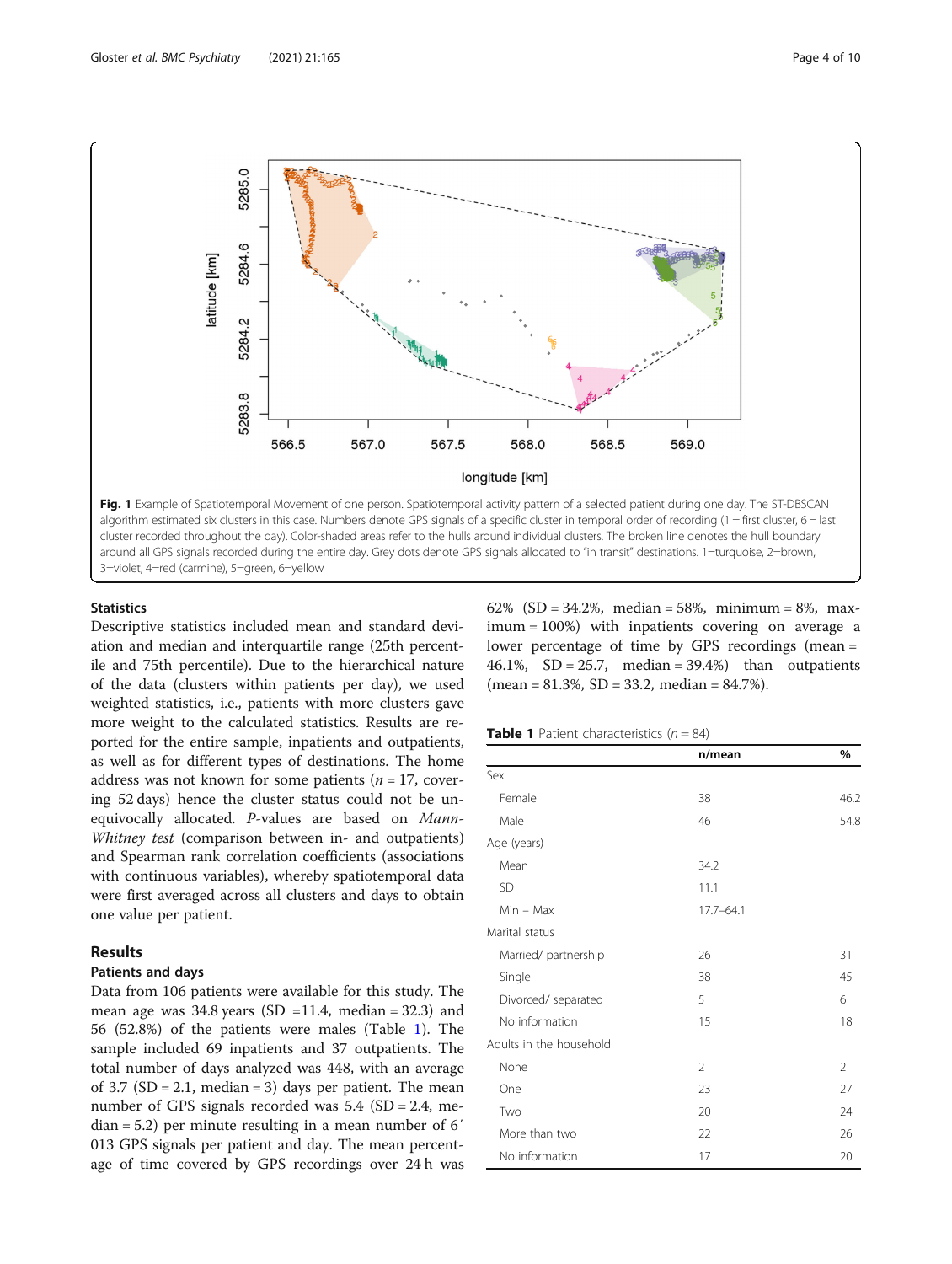Fig. 1 Example of Spatiotemporal Movement of one person. Spatiotemporal activity pattern of a selected patient during one day. The ST-DBSCAN algorithm estimated six clusters in this case. Numbers denote GPS signals of a specific cluster in temporal order of recording (1 = first cluster, 6 = last cluster recorded throughout the day). Color-shaded areas refer to the hulls around individual clusters. The broken line denotes the hull boundary around all GPS signals recorded during the entire day. Grey dots denote GPS signals allocated to "in transit" destinations. 1=turquoise, 2=brown, 3=violet, 4=red (carmine), 5=green, 6=yellow

### Statistics

Descriptive statistics included mean and standard deviation and median and interquartile range (25th percentile and 75th percentile). Due to the hierarchical nature of the data (clusters within patients per day), we used weighted statistics, i.e., patients with more clusters gave more weight to the calculated statistics. Results are reported for the entire sample, inpatients and outpatients, as well as for different types of destinations. The home address was not known for some patients ($n = 17$, covering 52 days) hence the cluster status could not be unequivocally allocated. *P*-values are based on *Mann-Whitney test* (comparison between in- and outpatients) and Spearman rank correlation coefficients (associations with continuous variables), whereby spatiotemporal data were first averaged across all clusters and days to obtain one value per patient.

## Results

### Patients and days

Data from 106 patients were available for this study. The mean age was 34.8 years (SD =11.4, median = 32.3) and 56 (52.8%) of the patients were males (Table 1). The sample included 69 inpatients and 37 outpatients. The total number of days analyzed was 448, with an average of 3.7 (SD = 2.1, median = 3) days per patient. The mean number of GPS signals recorded was 5.4 (SD = 2.4, median = 5.2) per minute resulting in a mean number of 6′013 GPS signals per patient and day. The mean percentage of time covered by GPS recordings over 24 h was 62% (SD = 34.2%, median = 58%, minimum = 8%, maximum = 100%) with inpatients covering on average a lower percentage of time by GPS recordings (mean = 46.1%, SD = 25.7, median = 39.4%) than outpatients (mean = 81.3%, SD = 33.2, median = 84.7%).

**Table 1** Patient characteristics ($n = 84$)

| | n/mean | % |
|---|---|---|
| Sex | | |
| Female | 38 | 46.2 |
| Male | 46 | 54.8 |
| Age (years) | | |
| Mean | 34.2 | |
| SD | 11.1 | |
| Min – Max | 17.7–64.1 | |
| Marital status | | |
| Married/ partnership | 26 | 31 |
| Single | 38 | 45 |
| Divorced/ separated | 5 | 6 |
| No information | 15 | 18 |
| Adults in the household | | |
| None | 2 | 2 |
| One | 23 | 27 |
| Two | 20 | 24 |
| More than two | 22 | 26 |
| No information | 17 | 20 |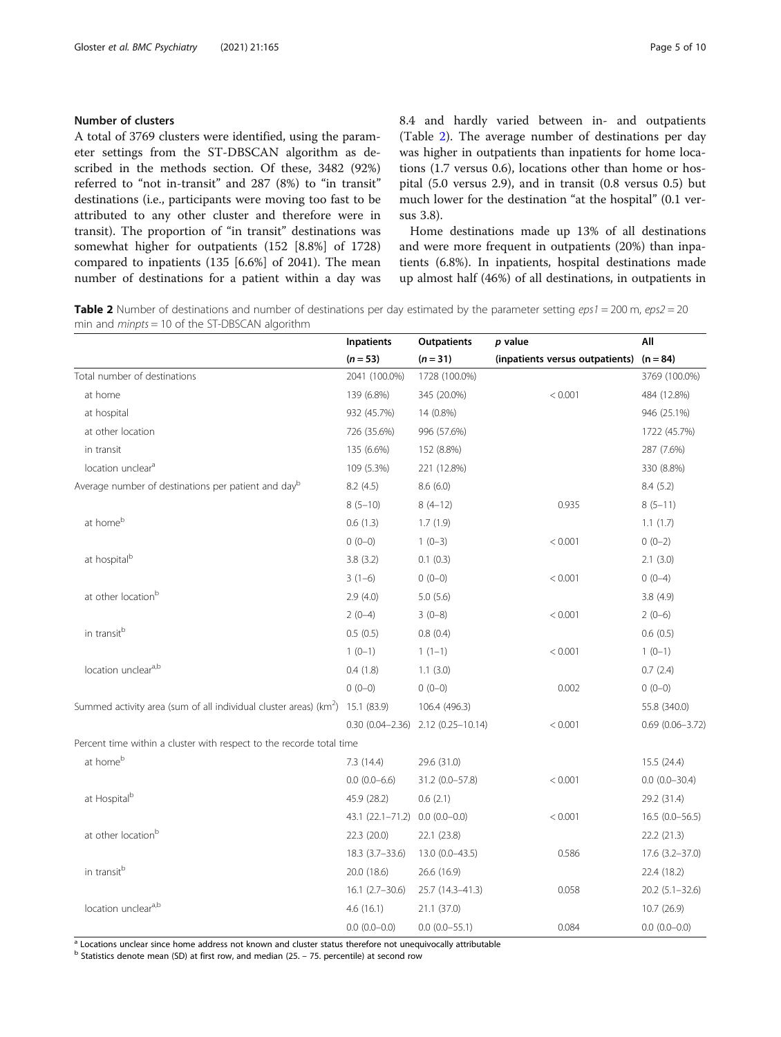### Number of clusters

A total of 3769 clusters were identified, using the parameter settings from the ST-DBSCAN algorithm as described in the methods section. Of these, 3482 (92%) referred to "not in-transit" and 287 (8%) to "in transit" destinations (i.e., participants were moving too fast to be attributed to any other cluster and therefore were in transit). The proportion of "in transit" destinations was somewhat higher for outpatients (152 [8.8%] of 1728) compared to inpatients (135 [6.6%] of 2041). The mean number of destinations for a patient within a day was 8.4 and hardly varied between in- and outpatients (Table 2). The average number of destinations per day was higher in outpatients than inpatients for home locations (1.7 versus 0.6), locations other than home or hospital (5.0 versus 2.9), and in transit (0.8 versus 0.5) but much lower for the destination "at the hospital" (0.1 versus 3.8).

Home destinations made up 13% of all destinations and were more frequent in outpatients (20%) than inpatients (6.8%). In inpatients, hospital destinations made up almost half (46%) of all destinations, in outpatients in

**Table 2** Number of destinations and number of destinations per day estimated by the parameter setting *eps1* = 200 m, *eps2* = 20 min and *minpts* = 10 of the ST-DBSCAN algorithm

| | Inpatients | Outpatients | *p* value | All |
|---|---|---|---|---|
| | (*n* = 53) | (*n* = 31) | (inpatients versus outpatients) | (n = 84) |
| Total number of destinations | 2041 (100.0%) | 1728 (100.0%) | | 3769 (100.0%) |
| at home | 139 (6.8%) | 345 (20.0%) | < 0.001 | 484 (12.8%) |
| at hospital | 932 (45.7%) | 14 (0.8%) | | 946 (25.1%) |
| at other location | 726 (35.6%) | 996 (57.6%) | | 1722 (45.7%) |
| in transit | 135 (6.6%) | 152 (8.8%) | | 287 (7.6%) |
| location unclear[a] | 109 (5.3%) | 221 (12.8%) | | 330 (8.8%) |
| Average number of destinations per patient and day[b] | 8.2 (4.5) | 8.6 (6.0) | | 8.4 (5.2) |
| | 8 (5–10) | 8 (4–12) | 0.935 | 8 (5–11) |
| at home[b] | 0.6 (1.3) | 1.7 (1.9) | | 1.1 (1.7) |
| | 0 (0–0) | 1 (0–3) | < 0.001 | 0 (0–2) |
| at hospital[b] | 3.8 (3.2) | 0.1 (0.3) | | 2.1 (3.0) |
| | 3 (1–6) | 0 (0–0) | < 0.001 | 0 (0–4) |
| at other location[b] | 2.9 (4.0) | 5.0 (5.6) | | 3.8 (4.9) |
| | 2 (0–4) | 3 (0–8) | < 0.001 | 2 (0–6) |
| in transit[b] | 0.5 (0.5) | 0.8 (0.4) | | 0.6 (0.5) |
| | 1 (0–1) | 1 (1–1) | < 0.001 | 1 (0–1) |
| location unclear[a,b] | 0.4 (1.8) | 1.1 (3.0) | | 0.7 (2.4) |
| | 0 (0–0) | 0 (0–0) | 0.002 | 0 (0–0) |
| Summed activity area (sum of all individual cluster areas) ($km^2$) | 15.1 (83.9) | 106.4 (496.3) | | 55.8 (340.0) |
| | 0.30 (0.04–2.36) | 2.12 (0.25–10.14) | < 0.001 | 0.69 (0.06–3.72) |
| Percent time within a cluster with respect to the recorde total time | | | | |
| at home[b] | 7.3 (14.4) | 29.6 (31.0) | | 15.5 (24.4) |
| | 0.0 (0.0–6.6) | 31.2 (0.0–57.8) | < 0.001 | 0.0 (0.0–30.4) |
| at Hospital[b] | 45.9 (28.2) | 0.6 (2.1) | | 29.2 (31.4) |
| | 43.1 (22.1–71.2) | 0.0 (0.0–0.0) | < 0.001 | 16.5 (0.0–56.5) |
| at other location[b] | 22.3 (20.0) | 22.1 (23.8) | | 22.2 (21.3) |
| | 18.3 (3.7–33.6) | 13.0 (0.0–43.5) | 0.586 | 17.6 (3.2–37.0) |
| in transit[b] | 20.0 (18.6) | 26.6 (16.9) | | 22.4 (18.2) |
| | 16.1 (2.7–30.6) | 25.7 (14.3–41.3) | 0.058 | 20.2 (5.1–32.6) |
| location unclear[a,b] | 4.6 (16.1) | 21.1 (37.0) | | 10.7 (26.9) |
| | 0.0 (0.0–0.0) | 0.0 (0.0–55.1) | 0.084 | 0.0 (0.0–0.0) |

[a] Locations unclear since home address not known and cluster status therefore not unequivocally attributable
[b] Statistics denote mean (SD) at first row, and median (25. – 75. percentile) at second row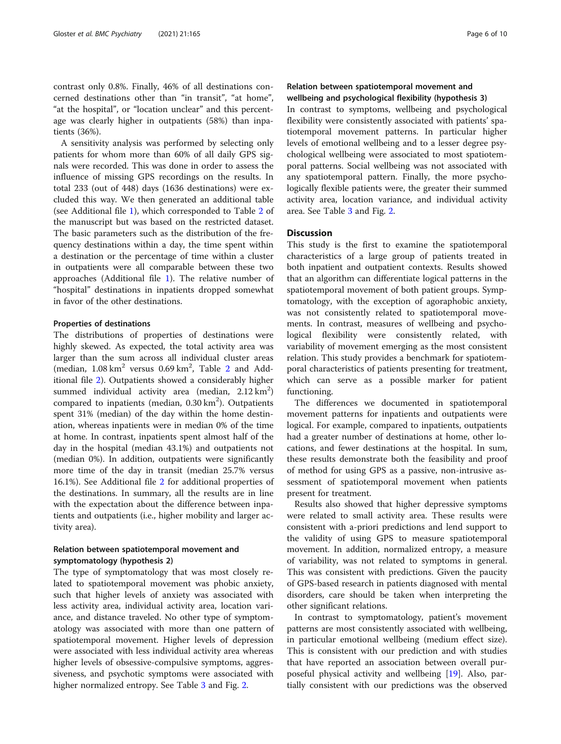contrast only 0.8%. Finally, 46% of all destinations concerned destinations other than "in transit", "at home", "at the hospital", or "location unclear" and this percentage was clearly higher in outpatients (58%) than inpatients (36%).

A sensitivity analysis was performed by selecting only patients for whom more than 60% of all daily GPS signals were recorded. This was done in order to assess the influence of missing GPS recordings on the results. In total 233 (out of 448) days (1636 destinations) were excluded this way. We then generated an additional table (see Additional file 1), which corresponded to Table 2 of the manuscript but was based on the restricted dataset. The basic parameters such as the distribution of the frequency destinations within a day, the time spent within a destination or the percentage of time within a cluster in outpatients were all comparable between these two approaches (Additional file 1). The relative number of "hospital" destinations in inpatients dropped somewhat in favor of the other destinations.

#### Properties of destinations

The distributions of properties of destinations were highly skewed. As expected, the total activity area was larger than the sum across all individual cluster areas (median, 1.08 $km^2$ versus 0.69 $km^2$, Table 2 and Additional file 2). Outpatients showed a considerably higher summed individual activity area (median, 2.12 $km^2$) compared to inpatients (median, 0.30 $km^2$). Outpatients spent 31% (median) of the day within the home destination, whereas inpatients were in median 0% of the time at home. In contrast, inpatients spent almost half of the day in the hospital (median 43.1%) and outpatients not (median 0%). In addition, outpatients were significantly more time of the day in transit (median 25.7% versus 16.1%). See Additional file 2 for additional properties of the destinations. In summary, all the results are in line with the expectation about the difference between inpatients and outpatients (i.e., higher mobility and larger activity area).

#### Relation between spatiotemporal movement and symptomatology (hypothesis 2)

The type of symptomatology that was most closely related to spatiotemporal movement was phobic anxiety, such that higher levels of anxiety was associated with less activity area, individual activity area, location variance, and distance traveled. No other type of symptomatology was associated with more than one pattern of spatiotemporal movement. Higher levels of depression were associated with less individual activity area whereas higher levels of obsessive-compulsive symptoms, aggressiveness, and psychotic symptoms were associated with higher normalized entropy. See Table 3 and Fig. 2.

#### Relation between spatiotemporal movement and wellbeing and psychological flexibility (hypothesis 3)

In contrast to symptoms, wellbeing and psychological flexibility were consistently associated with patients' spatiotemporal movement patterns. In particular higher levels of emotional wellbeing and to a lesser degree psychological wellbeing were associated to most spatiotemporal patterns. Social wellbeing was not associated with any spatiotemporal pattern. Finally, the more psychologically flexible patients were, the greater their summed activity area, location variance, and individual activity area. See Table 3 and Fig. 2.

## Discussion

This study is the first to examine the spatiotemporal characteristics of a large group of patients treated in both inpatient and outpatient contexts. Results showed that an algorithm can differentiate logical patterns in the spatiotemporal movement of both patient groups. Symptomatology, with the exception of agoraphobic anxiety, was not consistently related to spatiotemporal movements. In contrast, measures of wellbeing and psychological flexibility were consistently related, with variability of movement emerging as the most consistent relation. This study provides a benchmark for spatiotemporal characteristics of patients presenting for treatment, which can serve as a possible marker for patient functioning.

The differences we documented in spatiotemporal movement patterns for inpatients and outpatients were logical. For example, compared to inpatients, outpatients had a greater number of destinations at home, other locations, and fewer destinations at the hospital. In sum, these results demonstrate both the feasibility and proof of method for using GPS as a passive, non-intrusive assessment of spatiotemporal movement when patients present for treatment.

Results also showed that higher depressive symptoms were related to small activity area. These results were consistent with a-priori predictions and lend support to the validity of using GPS to measure spatiotemporal movement. In addition, normalized entropy, a measure of variability, was not related to symptoms in general. This was consistent with predictions. Given the paucity of GPS-based research in patients diagnosed with mental disorders, care should be taken when interpreting the other significant relations.

In contrast to symptomatology, patient's movement patterns are most consistently associated with wellbeing, in particular emotional wellbeing (medium effect size). This is consistent with our prediction and with studies that have reported an association between overall purposeful physical activity and wellbeing [19]. Also, partially consistent with our predictions was the observed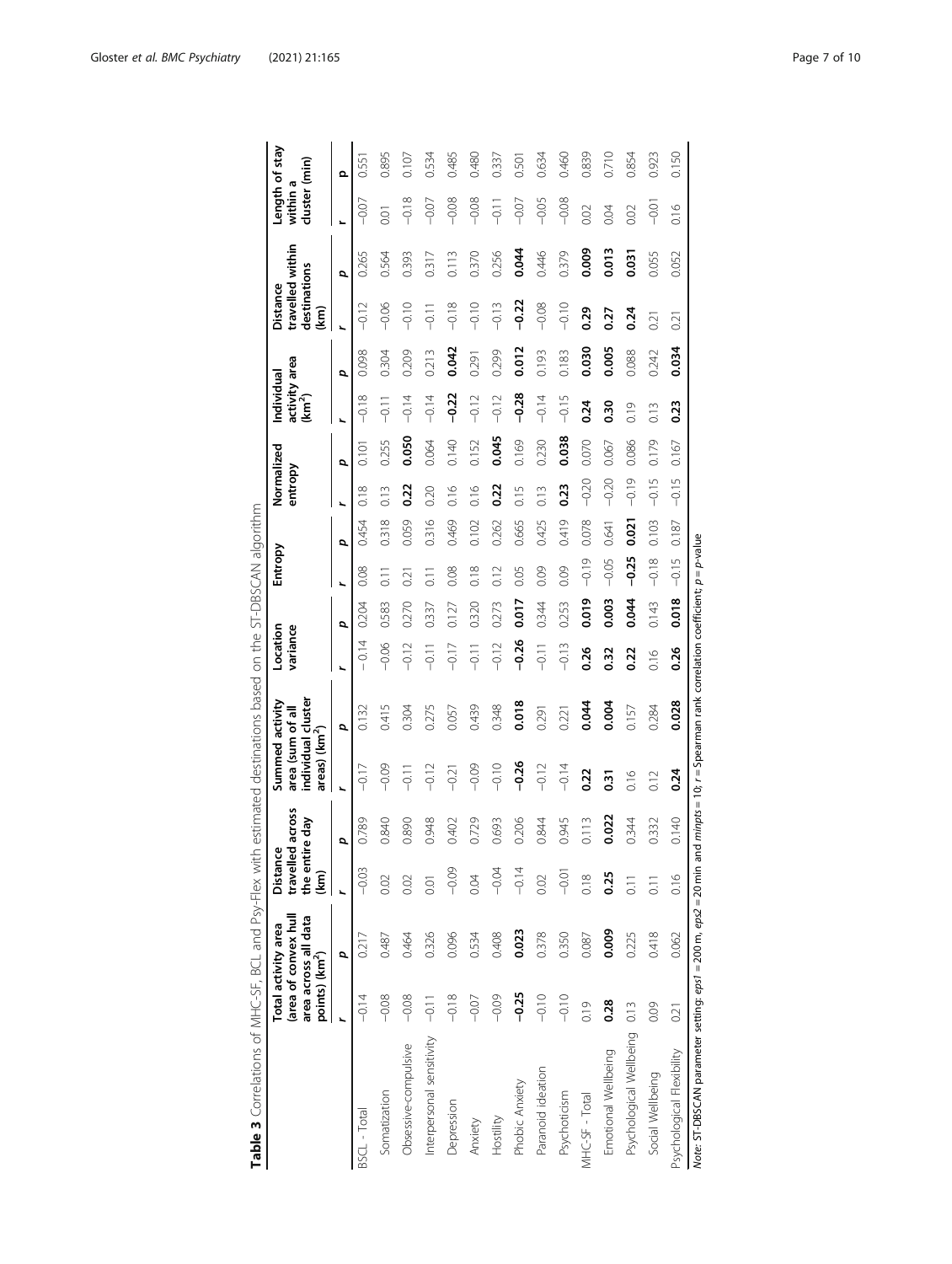**Table 3** Correlations of MHC-SF, BCL and Psy-Flex with estimated destinations based on the ST-DBSCAN algorithm

| | Total activity area (area of convex hull area across all data points) (km²) | | Distance travelled across the entire day (km) | | Summed activity area (sum of all individual cluster areas) (km²) | | Location variance | | Entropy | | Normalized entropy | | Individual activity area (km²) | | Distance travelled within destinations (km) | | Length of stay within a cluster (min) | |
|---|---|---|---|---|---|---|---|---|---|---|---|---|---|---|---|---|---|---|
| | *r* | *p* | *r* | *p* | *r* | *p* | *r* | *p* | *r* | *p* | *r* | *p* | *r* | *p* | *r* | *p* | *r* | *p* |
| BSCL - Total | −0.14 | 0.217 | −0.03 | 0.789 | −0.17 | 0.132 | −0.14 | 0.204 | 0.08 | 0.454 | 0.18 | 0.101 | −0.18 | 0.098 | −0.12 | 0.265 | −0.07 | 0.551 |
| Somatization | −0.08 | 0.487 | 0.02 | 0.840 | −0.09 | 0.415 | −0.06 | 0.583 | 0.11 | 0.318 | 0.13 | 0.255 | −0.11 | 0.304 | −0.06 | 0.564 | 0.01 | 0.895 |
| Obsessive-compulsive | −0.08 | 0.464 | 0.02 | 0.890 | −0.11 | 0.304 | −0.12 | 0.270 | 0.21 | 0.059 | **0.22** | **0.050** | −0.14 | 0.209 | −0.10 | 0.393 | −0.18 | 0.107 |
| Interpersonal sensitivity | −0.11 | 0.326 | 0.01 | 0.948 | −0.12 | 0.275 | −0.11 | 0.337 | 0.11 | 0.316 | 0.20 | 0.064 | −0.14 | 0.213 | −0.11 | 0.317 | −0.07 | 0.534 |
| Depression | −0.18 | 0.096 | −0.09 | 0.402 | −0.21 | 0.057 | −0.17 | 0.127 | 0.08 | 0.469 | 0.16 | 0.140 | **−0.22** | **0.042** | −0.18 | 0.113 | −0.08 | 0.485 |
| Anxiety | −0.07 | 0.534 | 0.04 | 0.729 | −0.09 | 0.439 | −0.11 | 0.320 | 0.18 | 0.102 | 0.16 | 0.152 | −0.12 | 0.291 | −0.10 | 0.370 | −0.08 | 0.480 |
| Hostility | −0.09 | 0.408 | −0.04 | 0.693 | −0.10 | 0.348 | −0.12 | 0.273 | 0.12 | 0.262 | **0.22** | **0.045** | −0.12 | 0.299 | −0.13 | 0.256 | −0.11 | 0.337 |
| Phobic Anxiety | **−0.25** | **0.023** | −0.14 | 0.206 | **−0.26** | **0.018** | **−0.26** | **0.017** | 0.05 | 0.665 | 0.15 | 0.169 | **−0.28** | **0.012** | **−0.22** | **0.044** | −0.07 | 0.501 |
| Paranoid ideation | −0.10 | 0.378 | 0.02 | 0.844 | −0.12 | 0.291 | −0.11 | 0.344 | 0.09 | 0.425 | 0.13 | 0.230 | −0.14 | 0.193 | −0.08 | 0.446 | −0.05 | 0.634 |
| Psychoticism | −0.10 | 0.350 | −0.01 | 0.945 | −0.14 | 0.221 | −0.13 | 0.253 | 0.09 | 0.419 | **0.23** | **0.038** | −0.15 | 0.183 | −0.10 | 0.379 | −0.08 | 0.460 |
| MHC-SF - Total | 0.19 | 0.087 | 0.18 | 0.113 | **0.22** | **0.044** | **0.26** | **0.019** | −0.19 | 0.078 | −0.20 | 0.070 | **0.24** | **0.030** | **0.29** | **0.009** | 0.02 | 0.839 |
| Emotional Wellbeing | **0.28** | **0.009** | **0.25** | **0.022** | **0.31** | **0.004** | **0.32** | **0.003** | −0.05 | 0.641 | −0.20 | 0.067 | **0.30** | **0.005** | **0.27** | **0.013** | 0.04 | 0.710 |
| Psychological Wellbeing | 0.13 | 0.225 | 0.11 | 0.344 | 0.16 | 0.157 | **0.22** | **0.044** | **−0.25** | **0.021** | −0.19 | 0.086 | 0.19 | 0.088 | **0.24** | **0.031** | 0.02 | 0.854 |
| Social Wellbeing | 0.09 | 0.418 | 0.11 | 0.332 | 0.12 | 0.284 | 0.16 | 0.143 | −0.18 | 0.103 | −0.15 | 0.179 | 0.13 | 0.242 | 0.21 | 0.055 | −0.01 | 0.923 |
| Psychological Flexibility | 0.21 | 0.062 | 0.16 | 0.140 | **0.24** | **0.028** | **0.26** | **0.018** | −0.15 | 0.187 | −0.15 | 0.167 | **0.23** | **0.034** | 0.21 | 0.052 | 0.16 | 0.150 |

*Note*: ST-DBSCAN parameter setting: *eps1* = 200 m, *eps2* = 20 min and *minpts* = 10; *r* = Spearman rank correlation coefficient; *p* = *p*-value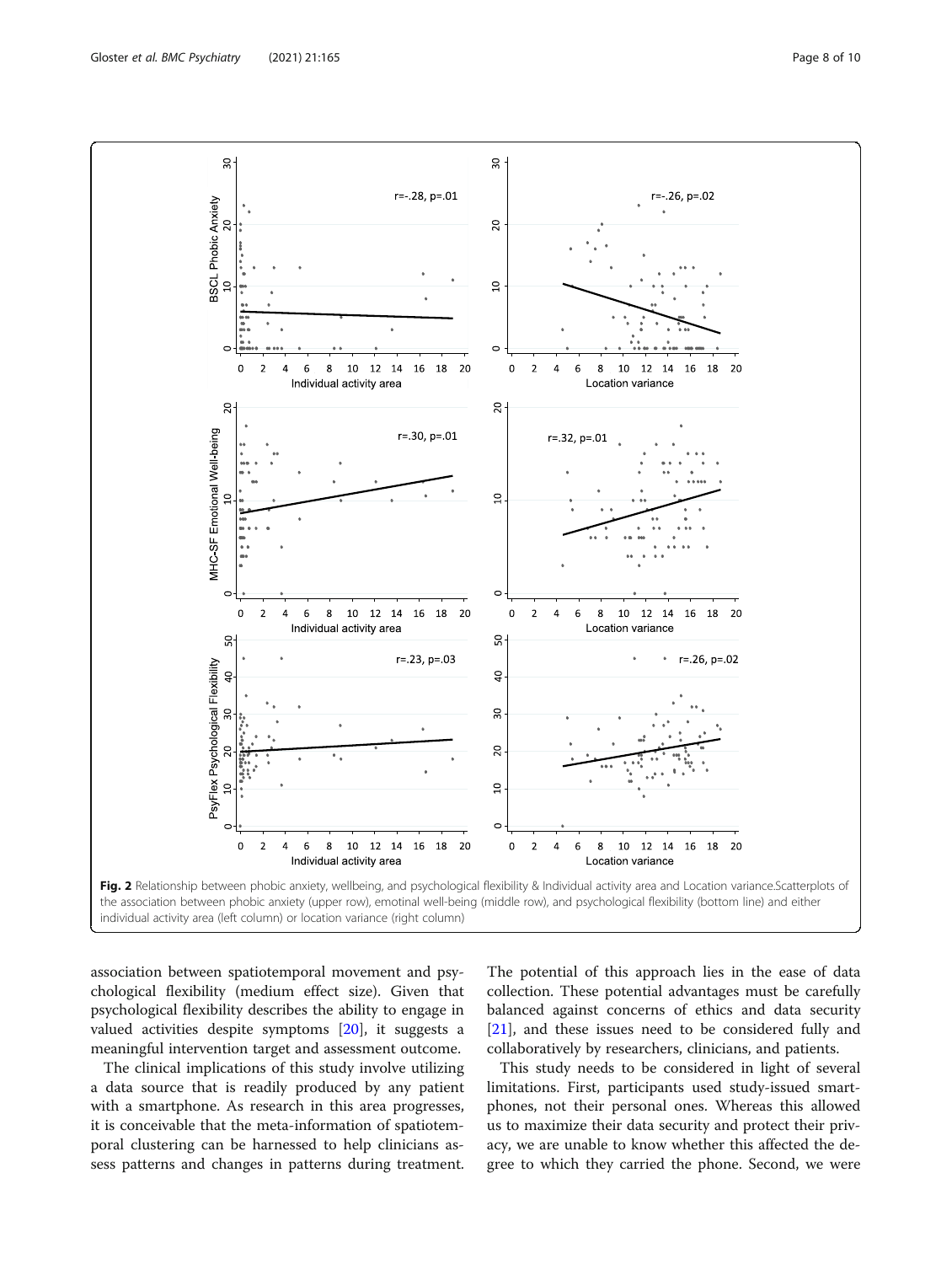**Fig. 2** Relationship between phobic anxiety, wellbeing, and psychological flexibility & Individual activity area and Location variance.Scatterplots of the association between phobic anxiety (upper row), emotinal well-being (middle row), and psychological flexibility (bottom line) and either individual activity area (left column) or location variance (right column)

association between spatiotemporal movement and psychological flexibility (medium effect size). Given that psychological flexibility describes the ability to engage in valued activities despite symptoms [20], it suggests a meaningful intervention target and assessment outcome.

The clinical implications of this study involve utilizing a data source that is readily produced by any patient with a smartphone. As research in this area progresses, it is conceivable that the meta-information of spatiotemporal clustering can be harnessed to help clinicians assess patterns and changes in patterns during treatment. The potential of this approach lies in the ease of data collection. These potential advantages must be carefully balanced against concerns of ethics and data security [21], and these issues need to be considered fully and collaboratively by researchers, clinicians, and patients.

This study needs to be considered in light of several limitations. First, participants used study-issued smartphones, not their personal ones. Whereas this allowed us to maximize their data security and protect their privacy, we are unable to know whether this affected the degree to which they carried the phone. Second, we were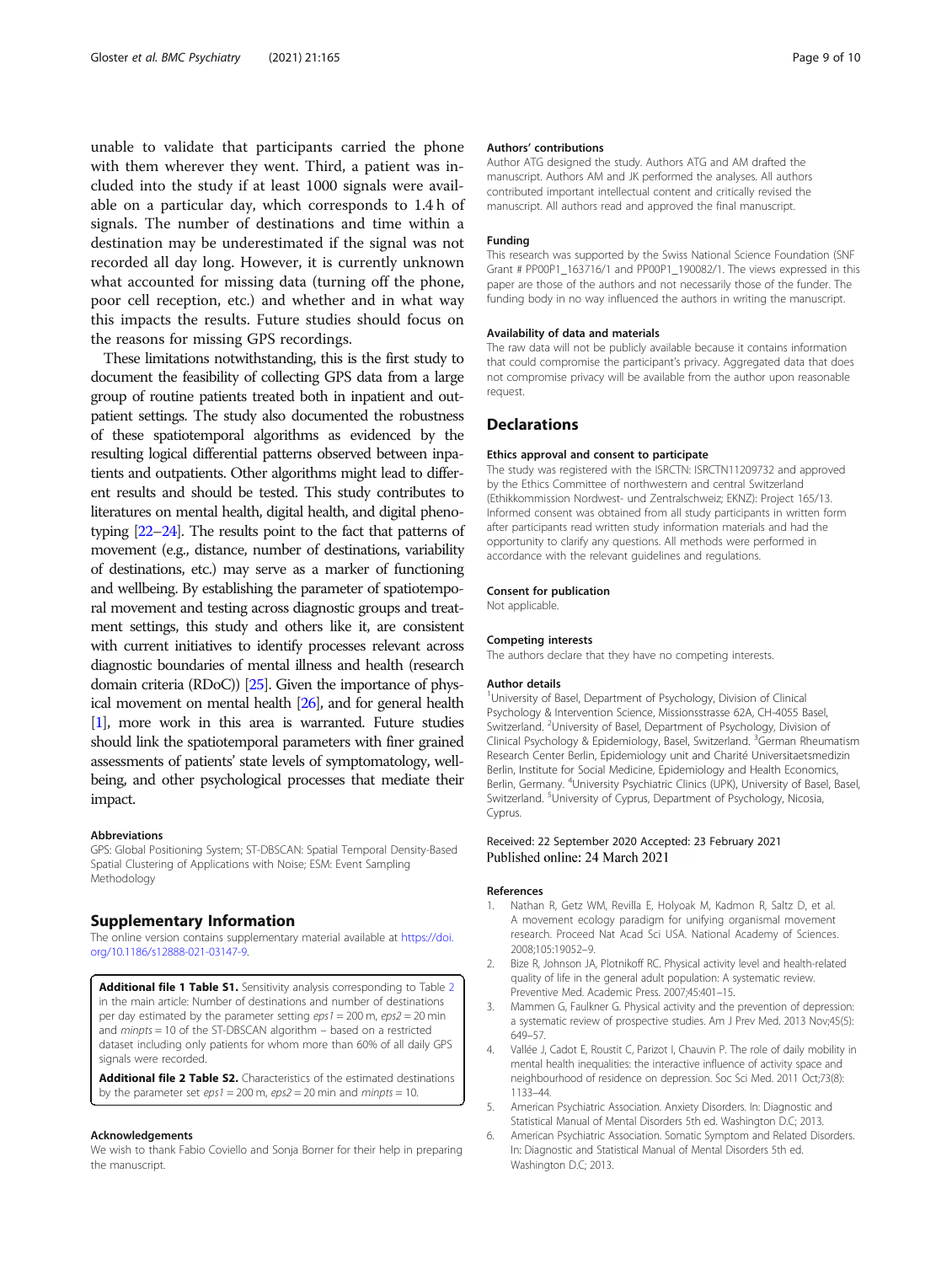unable to validate that participants carried the phone with them wherever they went. Third, a patient was included into the study if at least 1000 signals were available on a particular day, which corresponds to 1.4 h of signals. The number of destinations and time within a destination may be underestimated if the signal was not recorded all day long. However, it is currently unknown what accounted for missing data (turning off the phone, poor cell reception, etc.) and whether and in what way this impacts the results. Future studies should focus on the reasons for missing GPS recordings.

These limitations notwithstanding, this is the first study to document the feasibility of collecting GPS data from a large group of routine patients treated both in inpatient and outpatient settings. The study also documented the robustness of these spatiotemporal algorithms as evidenced by the resulting logical differential patterns observed between inpatients and outpatients. Other algorithms might lead to different results and should be tested. This study contributes to literatures on mental health, digital health, and digital phenotyping [22–24]. The results point to the fact that patterns of movement (e.g., distance, number of destinations, variability of destinations, etc.) may serve as a marker of functioning and wellbeing. By establishing the parameter of spatiotemporal movement and testing across diagnostic groups and treatment settings, this study and others like it, are consistent with current initiatives to identify processes relevant across diagnostic boundaries of mental illness and health (research domain criteria (RDoC)) [25]. Given the importance of physical movement on mental health [26], and for general health [1], more work in this area is warranted. Future studies should link the spatiotemporal parameters with finer grained assessments of patients' state levels of symptomatology, wellbeing, and other psychological processes that mediate their impact.

### Abbreviations

GPS: Global Positioning System; ST-DBSCAN: Spatial Temporal Density-Based Spatial Clustering of Applications with Noise; ESM: Event Sampling Methodology

## Supplementary Information

The online version contains supplementary material available at https://doi.org/10.1186/s12888-021-03147-9.

**Additional file 1 Table S1.** Sensitivity analysis corresponding to Table 2 in the main article: Number of destinations and number of destinations per day estimated by the parameter setting *eps1* = 200 m, *eps2* = 20 min and *minpts* = 10 of the ST-DBSCAN algorithm – based on a restricted dataset including only patients for whom more than 60% of all daily GPS signals were recorded.

**Additional file 2 Table S2.** Characteristics of the estimated destinations by the parameter set *eps1* = 200 m, *eps2* = 20 min and *minpts* = 10.

### Acknowledgements

We wish to thank Fabio Coviello and Sonja Borner for their help in preparing the manuscript.

### Authors' contributions

Author ATG designed the study. Authors ATG and AM drafted the manuscript. Authors AM and JK performed the analyses. All authors contributed important intellectual content and critically revised the manuscript. All authors read and approved the final manuscript.

### Funding

This research was supported by the Swiss National Science Foundation (SNF Grant # PP00P1_163716/1 and PP00P1_190082/1. The views expressed in this paper are those of the authors and not necessarily those of the funder. The funding body in no way influenced the authors in writing the manuscript.

### Availability of data and materials

The raw data will not be publicly available because it contains information that could compromise the participant's privacy. Aggregated data that does not compromise privacy will be available from the author upon reasonable request.

## Declarations

### Ethics approval and consent to participate

The study was registered with the ISRCTN: ISRCTN11209732 and approved by the Ethics Committee of northwestern and central Switzerland (Ethikkommission Nordwest- und Zentralschweiz; EKNZ): Project 165/13. Informed consent was obtained from all study participants in written form after participants read written study information materials and had the opportunity to clarify any questions. All methods were performed in accordance with the relevant guidelines and regulations.

### Consent for publication

Not applicable.

### Competing interests

The authors declare that they have no competing interests.

### Author details

[1]University of Basel, Department of Psychology, Division of Clinical Psychology & Intervention Science, Missionsstrasse 62A, CH-4055 Basel, Switzerland. [2]University of Basel, Department of Psychology, Division of Clinical Psychology & Epidemiology, Basel, Switzerland. [3]German Rheumatism Research Center Berlin, Epidemiology unit and Charité Universitaetsmedizin Berlin, Institute for Social Medicine, Epidemiology and Health Economics, Berlin, Germany. [4]University Psychiatric Clinics (UPK), University of Basel, Basel, Switzerland. [5]University of Cyprus, Department of Psychology, Nicosia, Cyprus.

Received: 22 September 2020 Accepted: 23 February 2021
Published online: 24 March 2021

### References

1. Nathan R, Getz WM, Revilla E, Holyoak M, Kadmon R, Saltz D, et al. A movement ecology paradigm for unifying organismal movement research. Proceed Nat Acad Sci USA. National Academy of Sciences. 2008;105:19052–9.
2. Bize R, Johnson JA, Plotnikoff RC. Physical activity level and health-related quality of life in the general adult population: A systematic review. Preventive Med. Academic Press. 2007;45:401–15.
3. Mammen G, Faulkner G. Physical activity and the prevention of depression: a systematic review of prospective studies. Am J Prev Med. 2013 Nov;45(5):649–57.
4. Vallée J, Cadot E, Roustit C, Parizot I, Chauvin P. The role of daily mobility in mental health inequalities: the interactive influence of activity space and neighbourhood of residence on depression. Soc Sci Med. 2011 Oct;73(8):1133–44.
5. American Psychiatric Association. Anxiety Disorders. In: Diagnostic and Statistical Manual of Mental Disorders 5th ed. Washington D.C; 2013.
6. American Psychiatric Association. Somatic Symptom and Related Disorders. In: Diagnostic and Statistical Manual of Mental Disorders 5th ed. Washington D.C; 2013.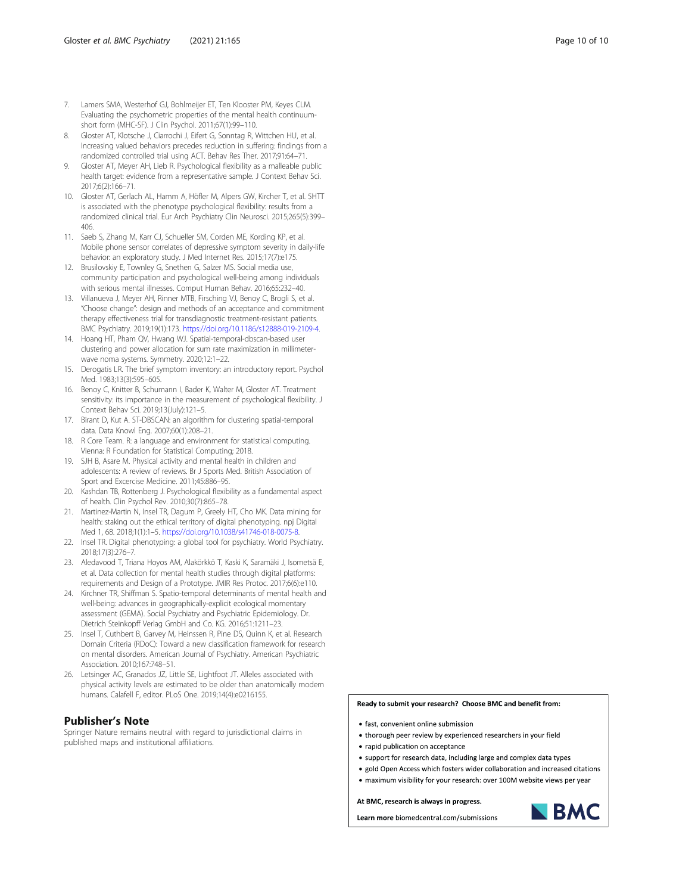7. Lamers SMA, Westerhof GJ, Bohlmeijer ET, Ten Klooster PM, Keyes CLM. Evaluating the psychometric properties of the mental health continuum-short form (MHC-SF). J Clin Psychol. 2011;67(1):99–110.
8. Gloster AT, Klotsche J, Ciarrochi J, Eifert G, Sonntag R, Wittchen HU, et al. Increasing valued behaviors precedes reduction in suffering: findings from a randomized controlled trial using ACT. Behav Res Ther. 2017;91:64–71.
9. Gloster AT, Meyer AH, Lieb R. Psychological flexibility as a malleable public health target: evidence from a representative sample. J Context Behav Sci. 2017;6(2):166–71.
10. Gloster AT, Gerlach AL, Hamm A, Höfler M, Alpers GW, Kircher T, et al. 5HTT is associated with the phenotype psychological flexibility: results from a randomized clinical trial. Eur Arch Psychiatry Clin Neurosci. 2015;265(5):399–406.
11. Saeb S, Zhang M, Karr CJ, Schueller SM, Corden ME, Kording KP, et al. Mobile phone sensor correlates of depressive symptom severity in daily-life behavior: an exploratory study. J Med Internet Res. 2015;17(7):e175.
12. Brusilovskiy E, Townley G, Snethen G, Salzer MS. Social media use, community participation and psychological well-being among individuals with serious mental illnesses. Comput Human Behav. 2016;65:232–40.
13. Villanueva J, Meyer AH, Rinner MTB, Firsching VJ, Benoy C, Brogli S, et al. "Choose change": design and methods of an acceptance and commitment therapy effectiveness trial for transdiagnostic treatment-resistant patients. BMC Psychiatry. 2019;19(1):173. https://doi.org/10.1186/s12888-019-2109-4.
14. Hoang HT, Pham QV, Hwang WJ. Spatial-temporal-dbscan-based user clustering and power allocation for sum rate maximization in millimeter-wave noma systems. Symmetry. 2020;12:1–22.
15. Derogatis LR. The brief symptom inventory: an introductory report. Psychol Med. 1983;13(3):595–605.
16. Benoy C, Knitter B, Schumann I, Bader K, Walter M, Gloster AT. Treatment sensitivity: its importance in the measurement of psychological flexibility. J Context Behav Sci. 2019;13(July):121–5.
17. Birant D, Kut A. ST-DBSCAN: an algorithm for clustering spatial-temporal data. Data Knowl Eng. 2007;60(1):208–21.
18. R Core Team. R: a language and environment for statistical computing. Vienna: R Foundation for Statistical Computing; 2018.
19. SJH B, Asare M. Physical activity and mental health in children and adolescents: A review of reviews. Br J Sports Med. British Association of Sport and Excercise Medicine. 2011;45:886–95.
20. Kashdan TB, Rottenberg J. Psychological flexibility as a fundamental aspect of health. Clin Psychol Rev. 2010;30(7):865–78.
21. Martinez-Martin N, Insel TR, Dagum P, Greely HT, Cho MK. Data mining for health: staking out the ethical territory of digital phenotyping. npj Digital Med 1, 68. 2018;1(1):1–5. https://doi.org/10.1038/s41746-018-0075-8.
22. Insel TR. Digital phenotyping: a global tool for psychiatry. World Psychiatry. 2018;17(3):276–7.
23. Aledavood T, Triana Hoyos AM, Alakörkkö T, Kaski K, Saramäki J, Isometsä E, et al. Data collection for mental health studies through digital platforms: requirements and Design of a Prototype. JMIR Res Protoc. 2017;6(6):e110.
24. Kirchner TR, Shiffman S. Spatio-temporal determinants of mental health and well-being: advances in geographically-explicit ecological momentary assessment (GEMA). Social Psychiatry and Psychiatric Epidemiology. Dr. Dietrich Steinkopff Verlag GmbH and Co. KG. 2016;51:1211–23.
25. Insel T, Cuthbert B, Garvey M, Heinssen R, Pine DS, Quinn K, et al. Research Domain Criteria (RDoC): Toward a new classification framework for research on mental disorders. American Journal of Psychiatry. American Psychiatric Association. 2010;167:748–51.
26. Letsinger AC, Granados JZ, Little SE, Lightfoot JT. Alleles associated with physical activity levels are estimated to be older than anatomically modern humans. Calafell F, editor. PLoS One. 2019;14(4):e0216155.

## Publisher's Note

Springer Nature remains neutral with regard to jurisdictional claims in published maps and institutional affiliations.

**Ready to submit your research? Choose BMC and benefit from:**

- fast, convenient online submission
- thorough peer review by experienced researchers in your field
- rapid publication on acceptance
- support for research data, including large and complex data types
- gold Open Access which fosters wider collaboration and increased citations
- maximum visibility for your research: over 100M website views per year

**At BMC, research is always in progress.**

**Learn more** biomedcentral.com/submissions